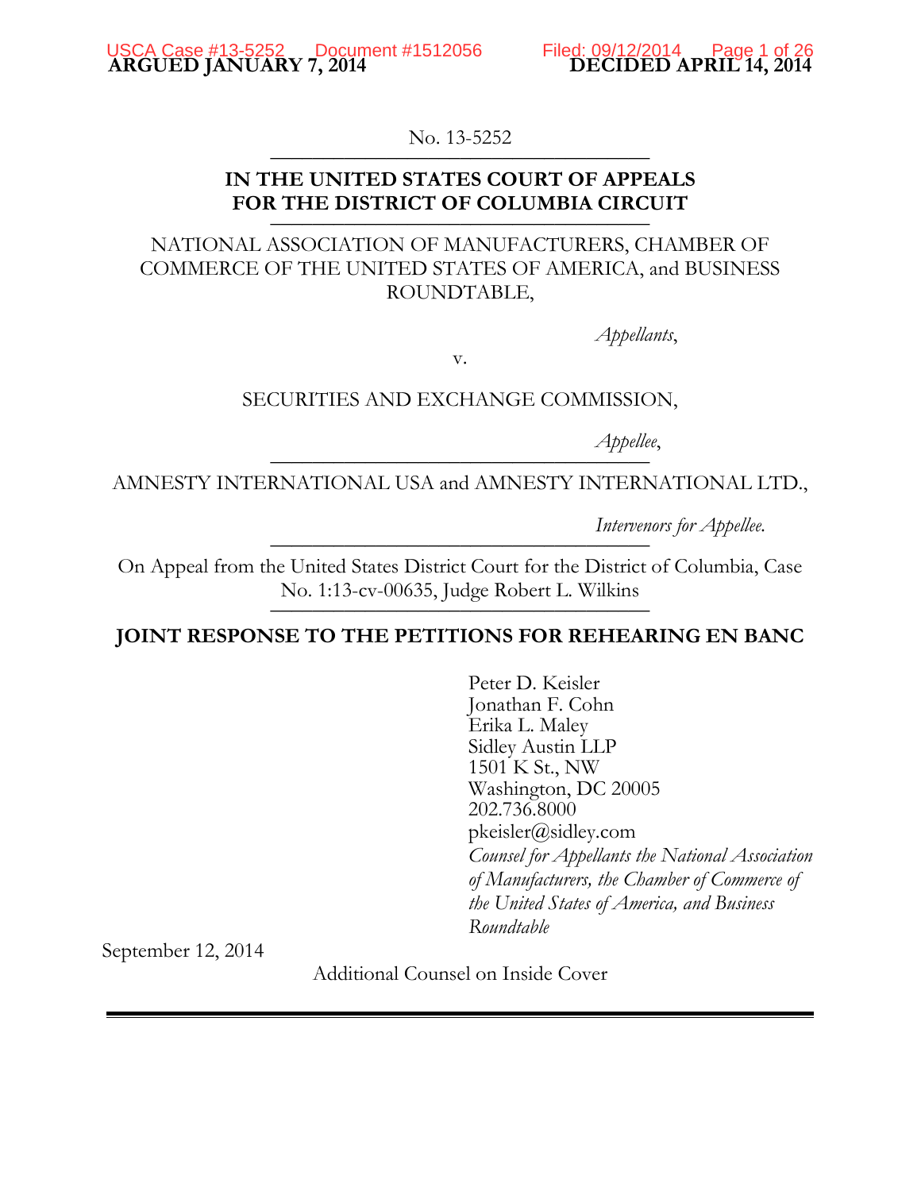**ARGUED JANUARY 7, 2014** **DECIDED APRIL 14, 2014**

No. 13-5252

**IN THE UNITED STATES COURT OF APPEALS**
**FOR THE DISTRICT OF COLUMBIA CIRCUIT**

NATIONAL ASSOCIATION OF MANUFACTURERS, CHAMBER OF COMMERCE OF THE UNITED STATES OF AMERICA, and BUSINESS ROUNDTABLE,

*Appellants*,

v.

SECURITIES AND EXCHANGE COMMISSION,

*Appellee*,

AMNESTY INTERNATIONAL USA and AMNESTY INTERNATIONAL LTD.,

*Intervenors for Appellee.*

On Appeal from the United States District Court for the District of Columbia, Case No. 1:13-cv-00635, Judge Robert L. Wilkins

**JOINT RESPONSE TO THE PETITIONS FOR REHEARING EN BANC**

Peter D. Keisler
Jonathan F. Cohn
Erika L. Maley
Sidley Austin LLP
1501 K St., NW
Washington, DC 20005
202.736.8000
pkeisler@sidley.com
*Counsel for Appellants the National Association of Manufacturers, the Chamber of Commerce of the United States of America, and Business Roundtable*

September 12, 2014

Additional Counsel on Inside Cover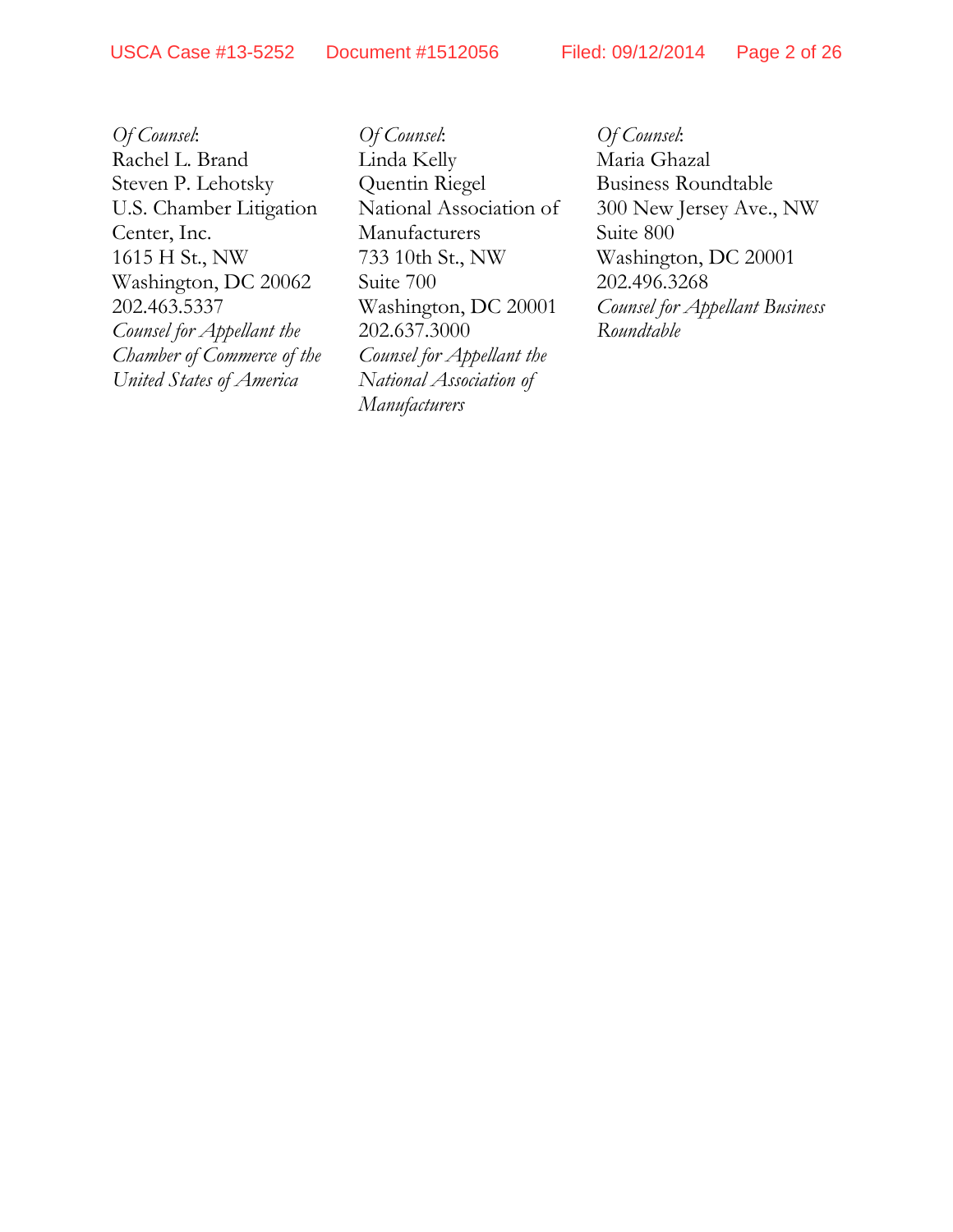*Of Counsel*:
Rachel L. Brand
Steven P. Lehotsky
U.S. Chamber Litigation Center, Inc.
1615 H St., NW
Washington, DC 20062
202.463.5337
*Counsel for Appellant the Chamber of Commerce of the United States of America*

*Of Counsel*:
Linda Kelly
Quentin Riegel
National Association of Manufacturers
733 10th St., NW
Suite 700
Washington, DC 20001
202.637.3000
*Counsel for Appellant the National Association of Manufacturers*

*Of Counsel*:
Maria Ghazal
Business Roundtable
300 New Jersey Ave., NW
Suite 800
Washington, DC 20001
202.496.3268
*Counsel for Appellant Business Roundtable*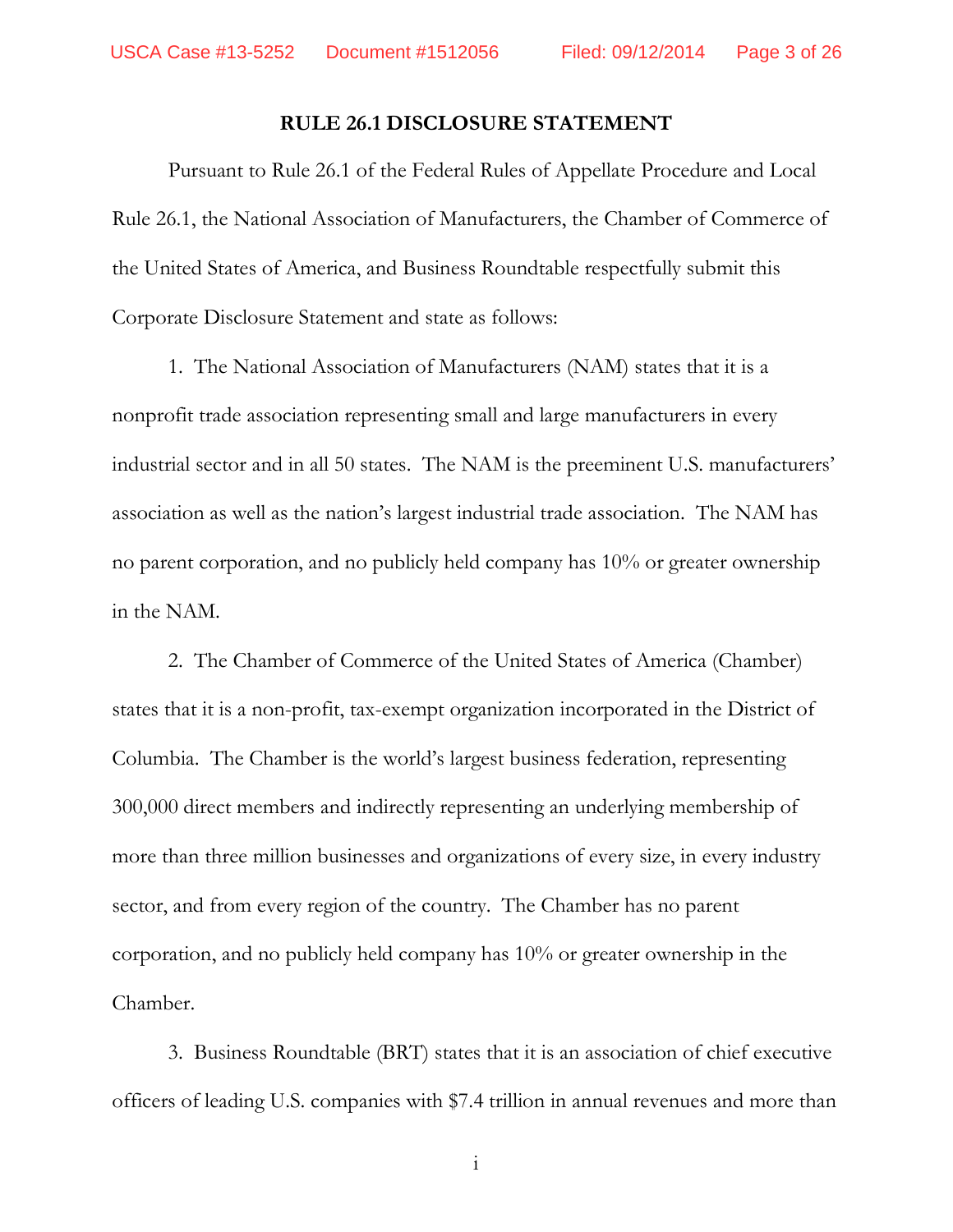**RULE 26.1 DISCLOSURE STATEMENT**

Pursuant to Rule 26.1 of the Federal Rules of Appellate Procedure and Local Rule 26.1, the National Association of Manufacturers, the Chamber of Commerce of the United States of America, and Business Roundtable respectfully submit this Corporate Disclosure Statement and state as follows:

1. The National Association of Manufacturers (NAM) states that it is a nonprofit trade association representing small and large manufacturers in every industrial sector and in all 50 states. The NAM is the preeminent U.S. manufacturers' association as well as the nation's largest industrial trade association. The NAM has no parent corporation, and no publicly held company has 10% or greater ownership in the NAM.

2. The Chamber of Commerce of the United States of America (Chamber) states that it is a non-profit, tax-exempt organization incorporated in the District of Columbia. The Chamber is the world's largest business federation, representing 300,000 direct members and indirectly representing an underlying membership of more than three million businesses and organizations of every size, in every industry sector, and from every region of the country. The Chamber has no parent corporation, and no publicly held company has 10% or greater ownership in the Chamber.

3. Business Roundtable (BRT) states that it is an association of chief executive officers of leading U.S. companies with $7.4 trillion in annual revenues and more than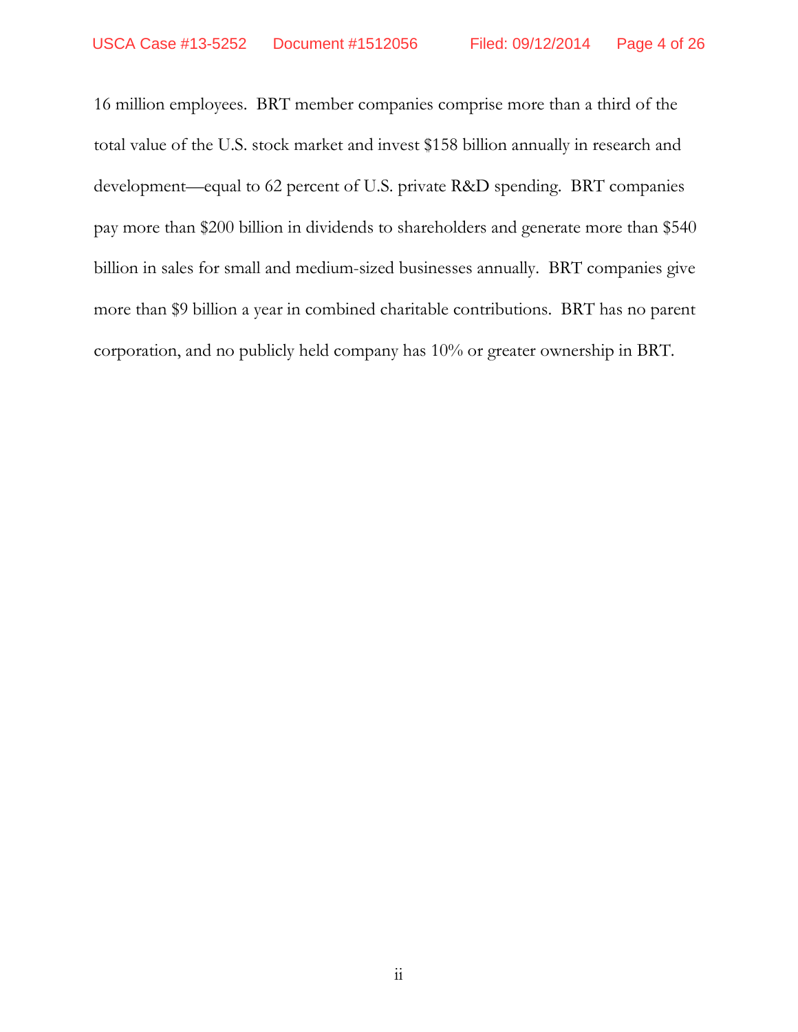16 million employees. BRT member companies comprise more than a third of the total value of the U.S. stock market and invest $158 billion annually in research and development—equal to 62 percent of U.S. private R&D spending. BRT companies pay more than $200 billion in dividends to shareholders and generate more than $540 billion in sales for small and medium-sized businesses annually. BRT companies give more than $9 billion a year in combined charitable contributions. BRT has no parent corporation, and no publicly held company has 10% or greater ownership in BRT.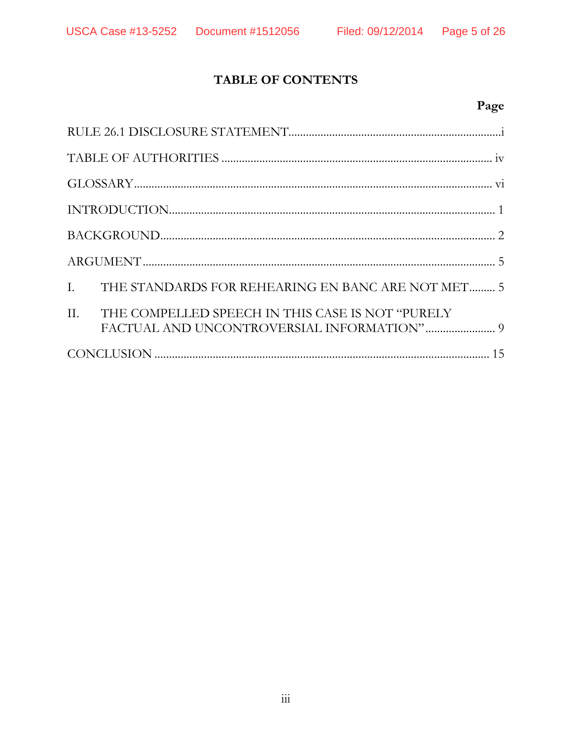## TABLE OF CONTENTS

| | Page |
|---|---|
| RULE 26.1 DISCLOSURE STATEMENT | i |
| TABLE OF AUTHORITIES | iv |
| GLOSSARY | vi |
| INTRODUCTION | 1 |
| BACKGROUND | 2 |
| ARGUMENT | 5 |
| I. THE STANDARDS FOR REHEARING EN BANC ARE NOT MET | 5 |
| II. THE COMPELLED SPEECH IN THIS CASE IS NOT "PURELY FACTUAL AND UNCONTROVERSIAL INFORMATION" | 9 |
| CONCLUSION | 15 |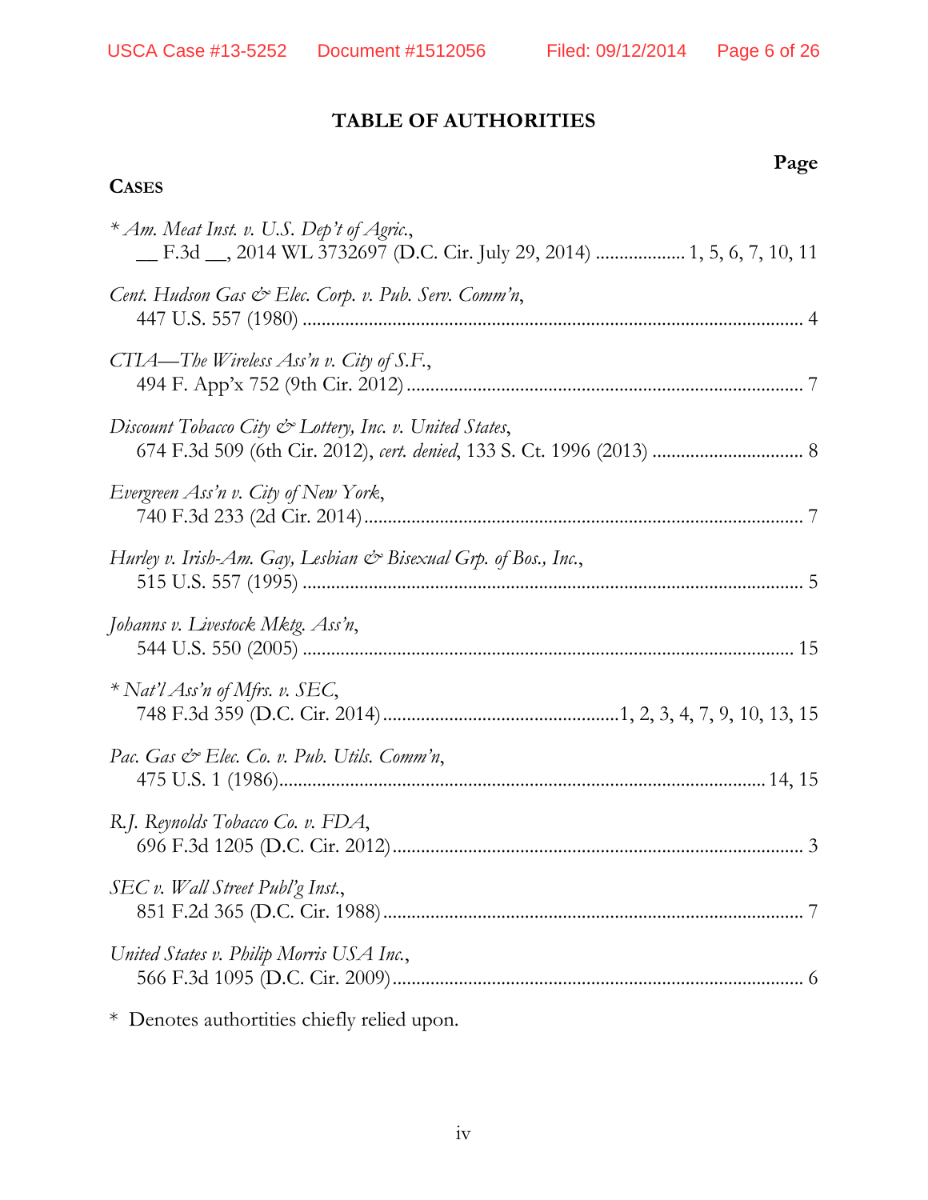# TABLE OF AUTHORITIES

**Page**

**CASES**

\* *Am. Meat Inst. v. U.S. Dep't of Agric.*,
\_\_ F.3d \_\_, 2014 WL 3732697 (D.C. Cir. July 29, 2014) .................. 1, 5, 6, 7, 10, 11

*Cent. Hudson Gas & Elec. Corp. v. Pub. Serv. Comm'n*,
447 U.S. 557 (1980) .......................................................................................................... 4

*CTIA—The Wireless Ass'n v. City of S.F.*,
494 F. App'x 752 (9th Cir. 2012) .................................................................................. 7

*Discount Tobacco City & Lottery, Inc. v. United States*,
674 F.3d 509 (6th Cir. 2012), *cert. denied*, 133 S. Ct. 1996 (2013) ................................ 8

*Evergreen Ass'n v. City of New York*,
740 F.3d 233 (2d Cir. 2014) ........................................................................................... 7

*Hurley v. Irish-Am. Gay, Lesbian & Bisexual Grp. of Bos., Inc.*,
515 U.S. 557 (1995) .......................................................................................................... 5

*Johanns v. Livestock Mktg. Ass'n*,
544 U.S. 550 (2005) ........................................................................................................ 15

\* *Nat'l Ass'n of Mfrs. v. SEC*,
748 F.3d 359 (D.C. Cir. 2014)................................................1, 2, 3, 4, 7, 9, 10, 13, 15

*Pac. Gas & Elec. Co. v. Pub. Utils. Comm'n*,
475 U.S. 1 (1986)...................................................................................................... 14, 15

*R.J. Reynolds Tobacco Co. v. FDA*,
696 F.3d 1205 (D.C. Cir. 2012)...................................................................................... 3

*SEC v. Wall Street Publ'g Inst.*,
851 F.2d 365 (D.C. Cir. 1988)....................................................................................... 7

*United States v. Philip Morris USA Inc.*,
566 F.3d 1095 (D.C. Cir. 2009)..................................................................................... 6

\* Denotes authorities chiefly relied upon.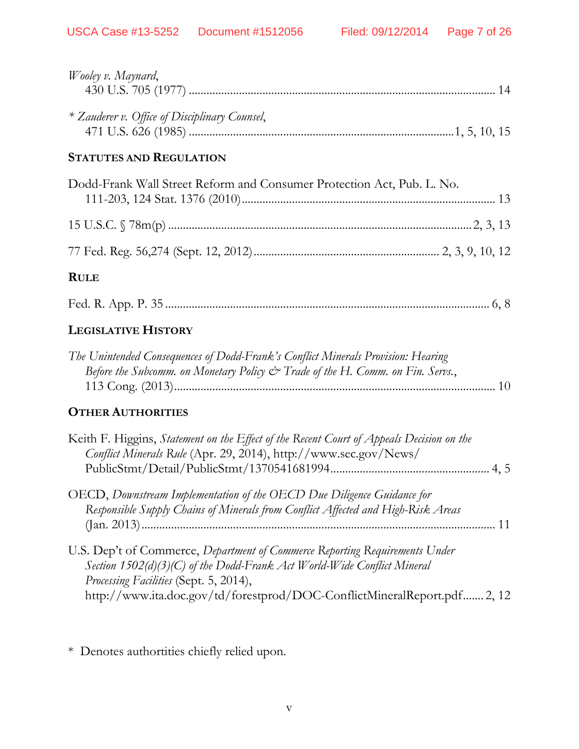*Wooley v. Maynard*,
430 U.S. 705 (1977) ........................................................................................ 14

* *Zauderer v. Office of Disciplinary Counsel*,
471 U.S. 626 (1985) ........................................................................1, 5, 10, 15

**STATUTES AND REGULATION**

Dodd-Frank Wall Street Reform and Consumer Protection Act, Pub. L. No. 111-203, 124 Stat. 1376 (2010)..................................................................................... 13

15 U.S.C. § 78m(p) .....................................................................................2, 3, 13

77 Fed. Reg. 56,274 (Sept. 12, 2012).............................................................. 2, 3, 9, 10, 12

**RULE**

Fed. R. App. P. 35 ............................................................................................ 6, 8

**LEGISLATIVE HISTORY**

*The Unintended Consequences of Dodd-Frank's Conflict Minerals Provision: Hearing Before the Subcomm. on Monetary Policy & Trade of the H. Comm. on Fin. Servs.*, 113 Cong. (2013)........................................................................................................ 10

**OTHER AUTHORITIES**

Keith F. Higgins, *Statement on the Effect of the Recent Court of Appeals Decision on the Conflict Minerals Rule* (Apr. 29, 2014), http://www.sec.gov/News/PublicStmt/Detail/PublicStmt/1370541681994.................................................... 4, 5

OECD, *Downstream Implementation of the OECD Due Diligence Guidance for Responsible Supply Chains of Minerals from Conflict Affected and High-Risk Areas* (Jan. 2013).................................................................................................................. 11

U.S. Dep't of Commerce, *Department of Commerce Reporting Requirements Under Section 1502(d)(3)(C) of the Dodd-Frank Act World-Wide Conflict Mineral Processing Facilities* (Sept. 5, 2014), http://www.ita.doc.gov/td/forestprod/DOC-ConflictMineralReport.pdf....... 2, 12

\* Denotes authorities chiefly relied upon.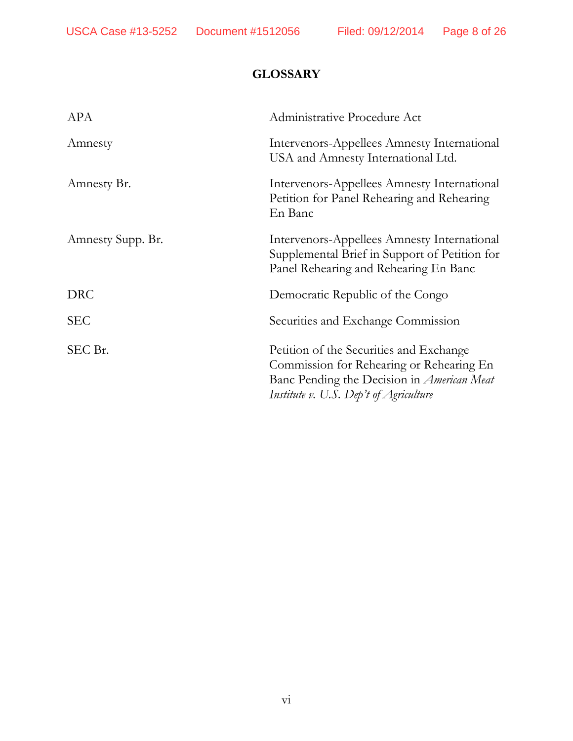# GLOSSARY

| | |
|---|---|
| APA | Administrative Procedure Act |
| Amnesty | Intervenors-Appellees Amnesty International USA and Amnesty International Ltd. |
| Amnesty Br. | Intervenors-Appellees Amnesty International Petition for Panel Rehearing and Rehearing En Banc |
| Amnesty Supp. Br. | Intervenors-Appellees Amnesty International Supplemental Brief in Support of Petition for Panel Rehearing and Rehearing En Banc |
| DRC | Democratic Republic of the Congo |
| SEC | Securities and Exchange Commission |
| SEC Br. | Petition of the Securities and Exchange Commission for Rehearing or Rehearing En Banc Pending the Decision in *American Meat Institute v. U.S. Dep't of Agriculture* |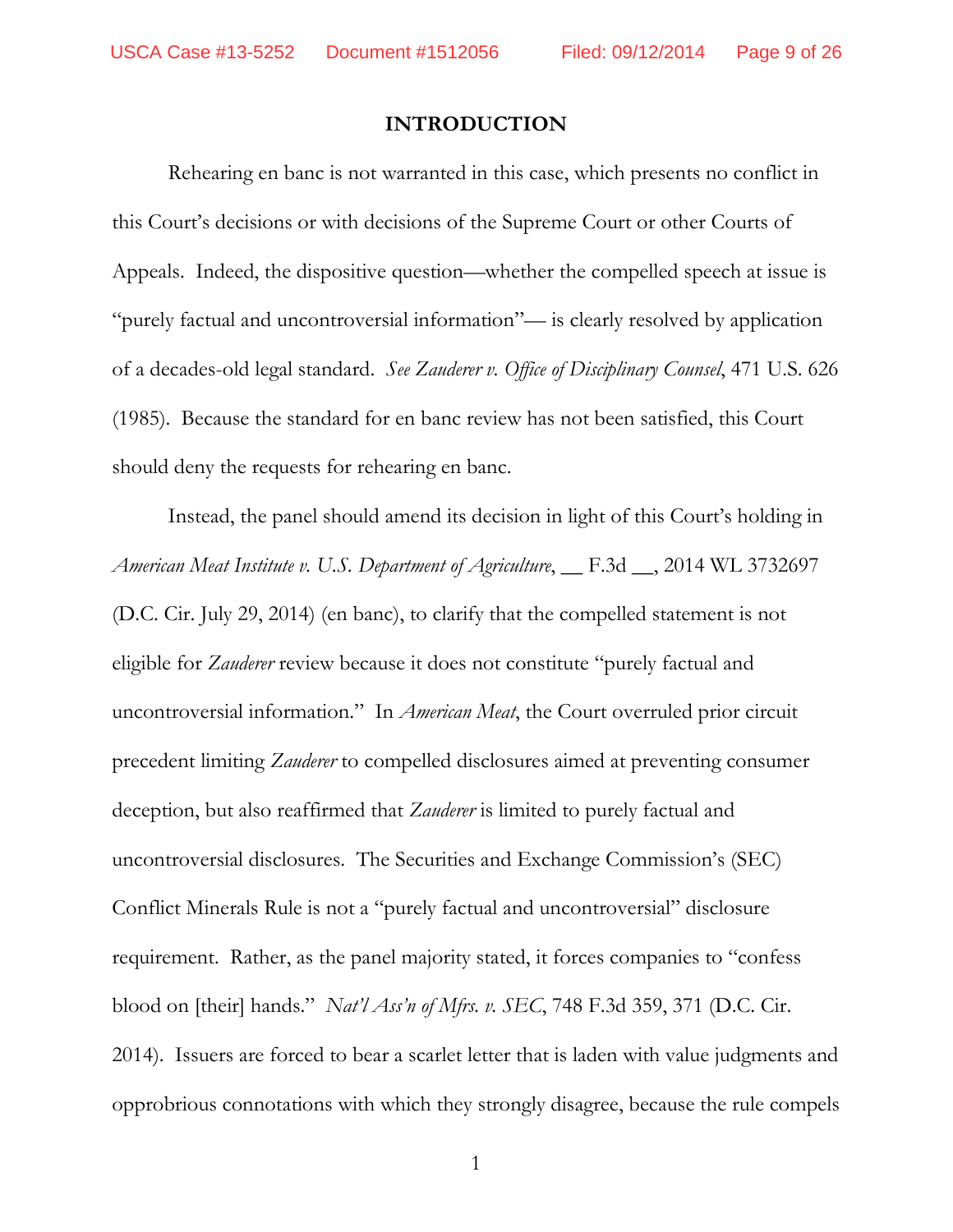# INTRODUCTION

Rehearing en banc is not warranted in this case, which presents no conflict in this Court's decisions or with decisions of the Supreme Court or other Courts of Appeals. Indeed, the dispositive question—whether the compelled speech at issue is "purely factual and uncontroversial information"— is clearly resolved by application of a decades-old legal standard. *See Zauderer v. Office of Disciplinary Counsel*, 471 U.S. 626 (1985). Because the standard for en banc review has not been satisfied, this Court should deny the requests for rehearing en banc.

Instead, the panel should amend its decision in light of this Court's holding in *American Meat Institute v. U.S. Department of Agriculture*, __ F.3d __, 2014 WL 3732697 (D.C. Cir. July 29, 2014) (en banc), to clarify that the compelled statement is not eligible for *Zauderer* review because it does not constitute "purely factual and uncontroversial information." In *American Meat*, the Court overruled prior circuit precedent limiting *Zauderer* to compelled disclosures aimed at preventing consumer deception, but also reaffirmed that *Zauderer* is limited to purely factual and uncontroversial disclosures. The Securities and Exchange Commission's (SEC) Conflict Minerals Rule is not a "purely factual and uncontroversial" disclosure requirement. Rather, as the panel majority stated, it forces companies to "confess blood on [their] hands." *Nat'l Ass'n of Mfrs. v. SEC*, 748 F.3d 359, 371 (D.C. Cir. 2014). Issuers are forced to bear a scarlet letter that is laden with value judgments and opprobrious connotations with which they strongly disagree, because the rule compels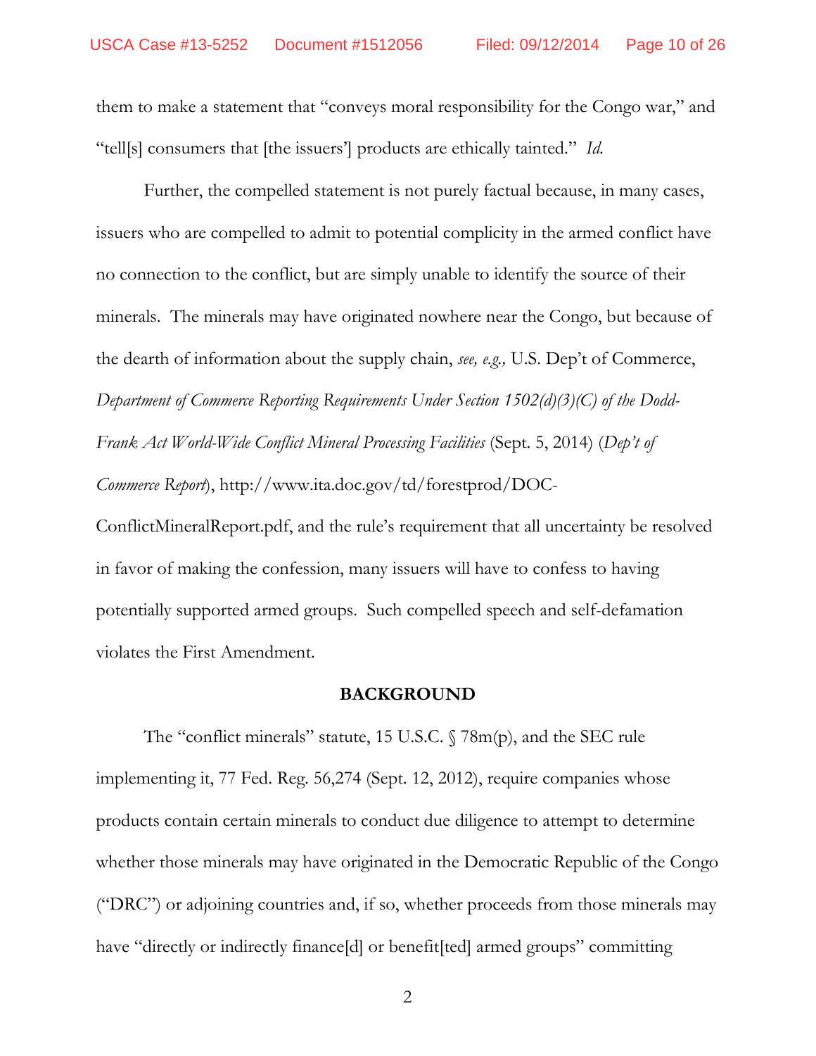them to make a statement that "conveys moral responsibility for the Congo war," and "tell[s] consumers that [the issuers'] products are ethically tainted." *Id.*

Further, the compelled statement is not purely factual because, in many cases, issuers who are compelled to admit to potential complicity in the armed conflict have no connection to the conflict, but are simply unable to identify the source of their minerals. The minerals may have originated nowhere near the Congo, but because of the dearth of information about the supply chain, *see, e.g.,* U.S. Dep't of Commerce, *Department of Commerce Reporting Requirements Under Section 1502(d)(3)(C) of the Dodd-Frank Act World-Wide Conflict Mineral Processing Facilities* (Sept. 5, 2014) (*Dep't of Commerce Report*), http://www.ita.doc.gov/td/forestprod/DOC-ConflictMineralReport.pdf, and the rule's requirement that all uncertainty be resolved in favor of making the confession, many issuers will have to confess to having potentially supported armed groups. Such compelled speech and self-defamation violates the First Amendment.

## BACKGROUND

The "conflict minerals" statute, 15 U.S.C. § 78m(p), and the SEC rule implementing it, 77 Fed. Reg. 56,274 (Sept. 12, 2012), require companies whose products contain certain minerals to conduct due diligence to attempt to determine whether those minerals may have originated in the Democratic Republic of the Congo ("DRC") or adjoining countries and, if so, whether proceeds from those minerals may have "directly or indirectly finance[d] or benefit[ted] armed groups" committing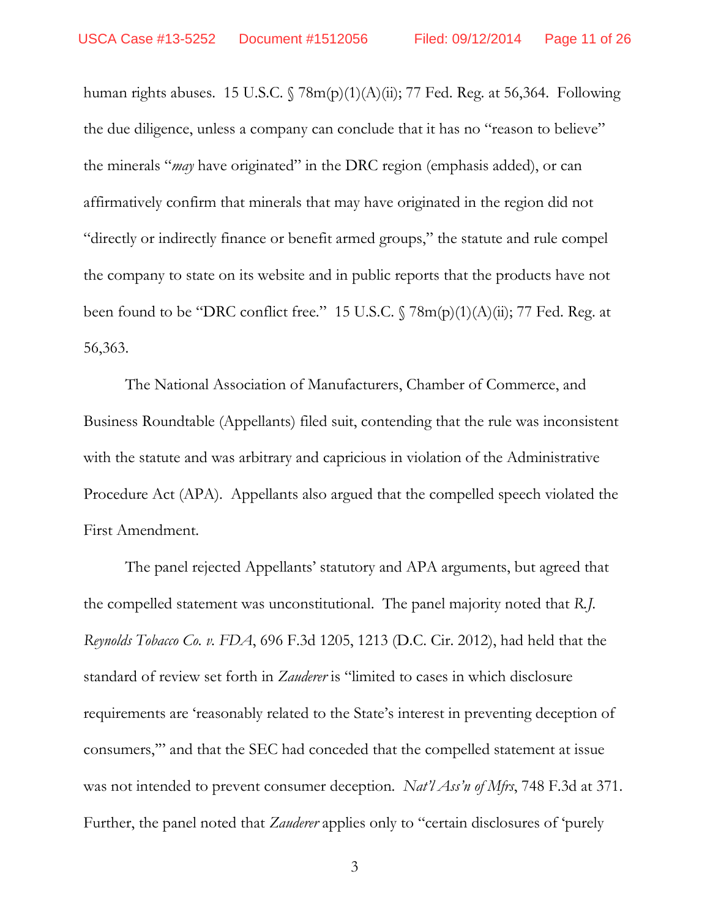human rights abuses. 15 U.S.C. § 78m(p)(1)(A)(ii); 77 Fed. Reg. at 56,364. Following the due diligence, unless a company can conclude that it has no "reason to believe" the minerals "*may* have originated" in the DRC region (emphasis added), or can affirmatively confirm that minerals that may have originated in the region did not "directly or indirectly finance or benefit armed groups," the statute and rule compel the company to state on its website and in public reports that the products have not been found to be "DRC conflict free." 15 U.S.C. § 78m(p)(1)(A)(ii); 77 Fed. Reg. at 56,363.

The National Association of Manufacturers, Chamber of Commerce, and Business Roundtable (Appellants) filed suit, contending that the rule was inconsistent with the statute and was arbitrary and capricious in violation of the Administrative Procedure Act (APA). Appellants also argued that the compelled speech violated the First Amendment.

The panel rejected Appellants' statutory and APA arguments, but agreed that the compelled statement was unconstitutional. The panel majority noted that *R.J. Reynolds Tobacco Co. v. FDA*, 696 F.3d 1205, 1213 (D.C. Cir. 2012), had held that the standard of review set forth in *Zauderer* is "limited to cases in which disclosure requirements are 'reasonably related to the State's interest in preventing deception of consumers,'" and that the SEC had conceded that the compelled statement at issue was not intended to prevent consumer deception. *Nat'l Ass'n of Mfrs*, 748 F.3d at 371. Further, the panel noted that *Zauderer* applies only to "certain disclosures of 'purely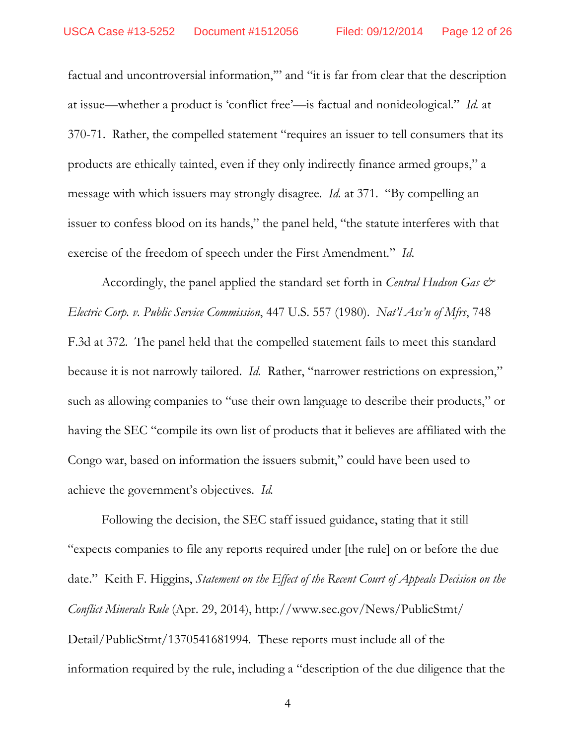factual and uncontroversial information,'" and "it is far from clear that the description at issue—whether a product is 'conflict free'—is factual and nonideological." *Id.* at 370-71. Rather, the compelled statement "requires an issuer to tell consumers that its products are ethically tainted, even if they only indirectly finance armed groups," a message with which issuers may strongly disagree. *Id.* at 371. "By compelling an issuer to confess blood on its hands," the panel held, "the statute interferes with that exercise of the freedom of speech under the First Amendment." *Id.*

Accordingly, the panel applied the standard set forth in *Central Hudson Gas & Electric Corp. v. Public Service Commission*, 447 U.S. 557 (1980). *Nat'l Ass'n of Mfrs*, 748 F.3d at 372. The panel held that the compelled statement fails to meet this standard because it is not narrowly tailored. *Id.* Rather, "narrower restrictions on expression," such as allowing companies to "use their own language to describe their products," or having the SEC "compile its own list of products that it believes are affiliated with the Congo war, based on information the issuers submit," could have been used to achieve the government's objectives. *Id.*

Following the decision, the SEC staff issued guidance, stating that it still "expects companies to file any reports required under [the rule] on or before the due date." Keith F. Higgins, *Statement on the Effect of the Recent Court of Appeals Decision on the Conflict Minerals Rule* (Apr. 29, 2014), http://www.sec.gov/News/PublicStmt/Detail/PublicStmt/1370541681994. These reports must include all of the information required by the rule, including a "description of the due diligence that the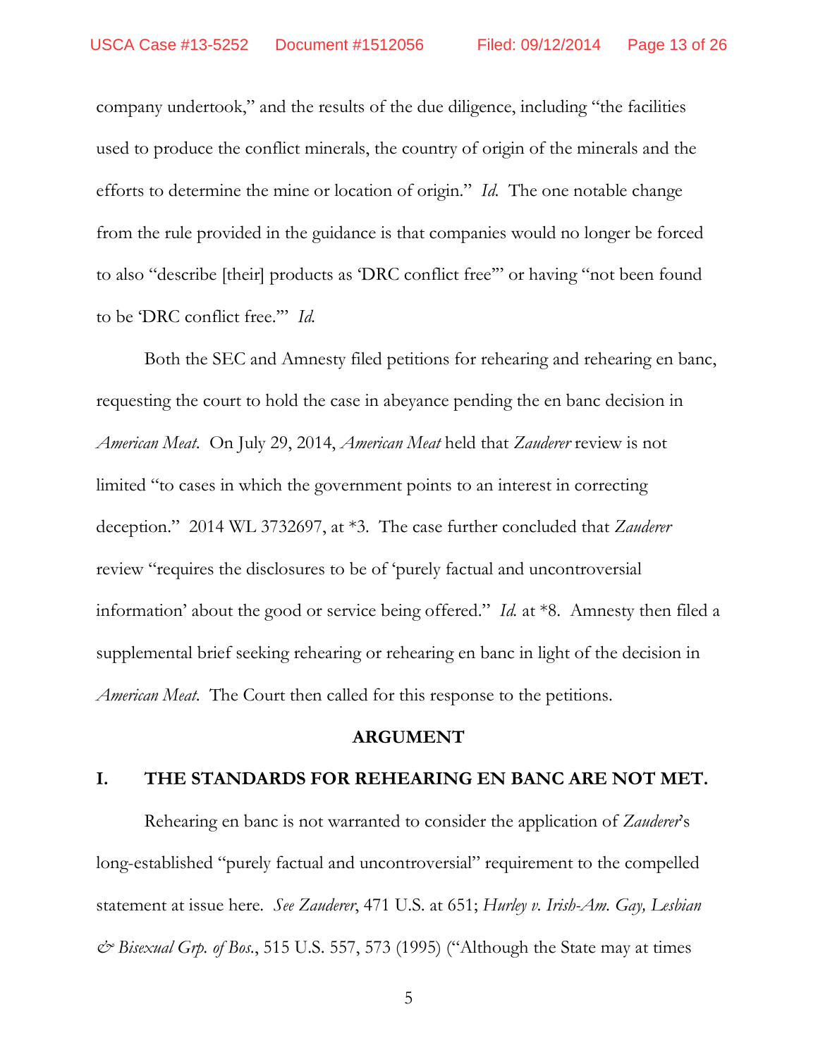company undertook," and the results of the due diligence, including "the facilities used to produce the conflict minerals, the country of origin of the minerals and the efforts to determine the mine or location of origin." *Id.* The one notable change from the rule provided in the guidance is that companies would no longer be forced to also "describe [their] products as 'DRC conflict free'" or having "not been found to be 'DRC conflict free.'" *Id.*

Both the SEC and Amnesty filed petitions for rehearing and rehearing en banc, requesting the court to hold the case in abeyance pending the en banc decision in *American Meat*. On July 29, 2014, *American Meat* held that *Zauderer* review is not limited "to cases in which the government points to an interest in correcting deception." 2014 WL 3732697, at *3. The case further concluded that *Zauderer* review "requires the disclosures to be of 'purely factual and uncontroversial information' about the good or service being offered." *Id.* at *8. Amnesty then filed a supplemental brief seeking rehearing or rehearing en banc in light of the decision in *American Meat*. The Court then called for this response to the petitions.

**ARGUMENT**

## I. THE STANDARDS FOR REHEARING EN BANC ARE NOT MET.

Rehearing en banc is not warranted to consider the application of *Zauderer*'s long-established "purely factual and uncontroversial" requirement to the compelled statement at issue here. *See Zauderer*, 471 U.S. at 651; *Hurley v. Irish-Am. Gay, Lesbian & Bisexual Grp. of Bos.*, 515 U.S. 557, 573 (1995) ("Although the State may at times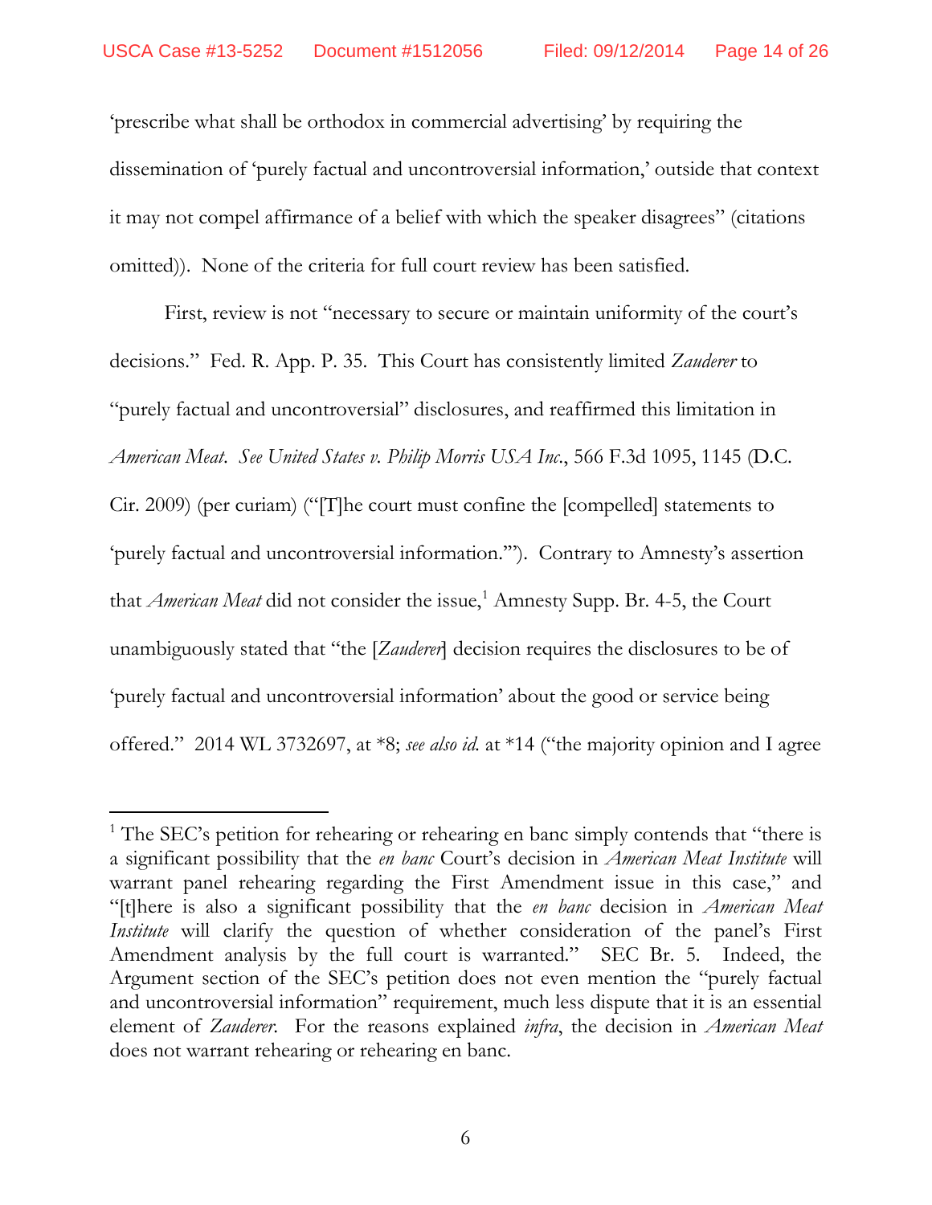'prescribe what shall be orthodox in commercial advertising' by requiring the dissemination of 'purely factual and uncontroversial information,' outside that context it may not compel affirmance of a belief with which the speaker disagrees" (citations omitted)). None of the criteria for full court review has been satisfied.

First, review is not "necessary to secure or maintain uniformity of the court's decisions." Fed. R. App. P. 35. This Court has consistently limited *Zauderer* to "purely factual and uncontroversial" disclosures, and reaffirmed this limitation in *American Meat*. *See United States v. Philip Morris USA Inc.*, 566 F.3d 1095, 1145 (D.C. Cir. 2009) (per curiam) ("[T]he court must confine the [compelled] statements to 'purely factual and uncontroversial information.'"). Contrary to Amnesty's assertion that *American Meat* did not consider the issue,[1] Amnesty Supp. Br. 4-5, the Court unambiguously stated that "the [*Zauderer*] decision requires the disclosures to be of 'purely factual and uncontroversial information' about the good or service being offered." 2014 WL 3732697, at *8; *see also id.* at *14 ("the majority opinion and I agree

---

[1] The SEC's petition for rehearing or rehearing en banc simply contends that "there is a significant possibility that the *en banc* Court's decision in *American Meat Institute* will warrant panel rehearing regarding the First Amendment issue in this case," and "[t]here is also a significant possibility that the *en banc* decision in *American Meat Institute* will clarify the question of whether consideration of the panel's First Amendment analysis by the full court is warranted." SEC Br. 5. Indeed, the Argument section of the SEC's petition does not even mention the "purely factual and uncontroversial information" requirement, much less dispute that it is an essential element of *Zauderer*. For the reasons explained *infra*, the decision in *American Meat* does not warrant rehearing or rehearing en banc.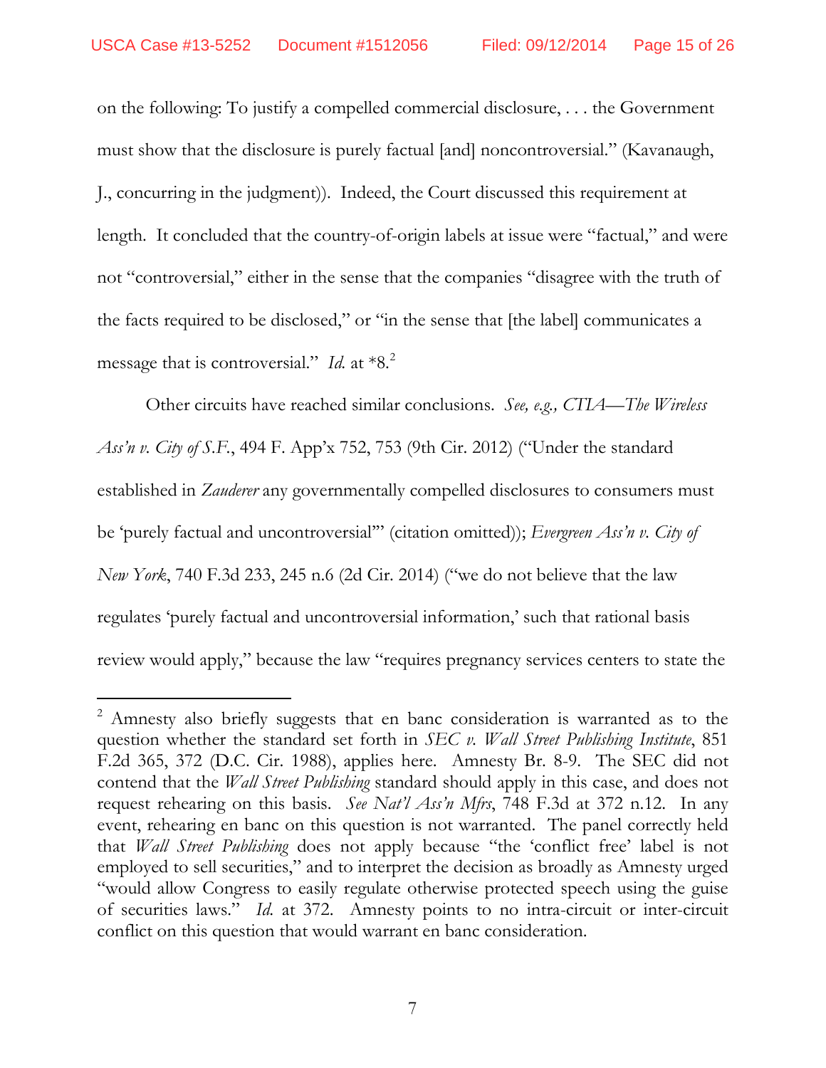on the following: To justify a compelled commercial disclosure, . . . the Government must show that the disclosure is purely factual [and] noncontroversial." (Kavanaugh, J., concurring in the judgment)). Indeed, the Court discussed this requirement at length. It concluded that the country-of-origin labels at issue were "factual," and were not "controversial," either in the sense that the companies "disagree with the truth of the facts required to be disclosed," or "in the sense that [the label] communicates a message that is controversial." *Id.* at *8.[2]

Other circuits have reached similar conclusions. *See, e.g., CTIA—The Wireless Ass'n v. City of S.F.*, 494 F. App'x 752, 753 (9th Cir. 2012) ("Under the standard established in *Zauderer* any governmentally compelled disclosures to consumers must be 'purely factual and uncontroversial'" (citation omitted)); *Evergreen Ass'n v. City of New York*, 740 F.3d 233, 245 n.6 (2d Cir. 2014) ("we do not believe that the law regulates 'purely factual and uncontroversial information,' such that rational basis review would apply," because the law "requires pregnancy services centers to state the

---

[2] Amnesty also briefly suggests that en banc consideration is warranted as to the question whether the standard set forth in *SEC v. Wall Street Publishing Institute*, 851 F.2d 365, 372 (D.C. Cir. 1988), applies here. Amnesty Br. 8-9. The SEC did not contend that the *Wall Street Publishing* standard should apply in this case, and does not request rehearing on this basis. *See Nat'l Ass'n Mfrs*, 748 F.3d at 372 n.12. In any event, rehearing en banc on this question is not warranted. The panel correctly held that *Wall Street Publishing* does not apply because "the 'conflict free' label is not employed to sell securities," and to interpret the decision as broadly as Amnesty urged "would allow Congress to easily regulate otherwise protected speech using the guise of securities laws." *Id.* at 372. Amnesty points to no intra-circuit or inter-circuit conflict on this question that would warrant en banc consideration.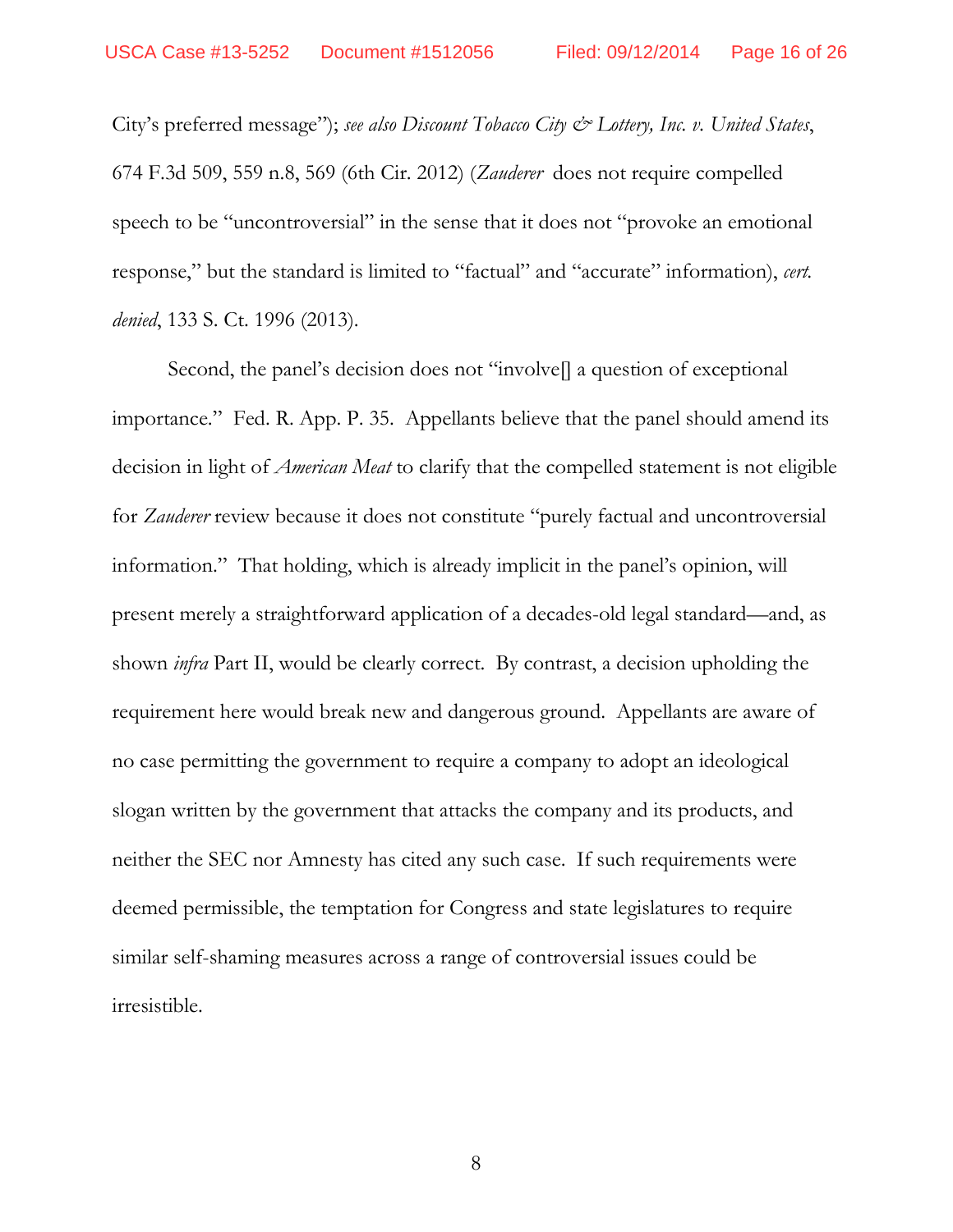City's preferred message"); *see also Discount Tobacco City & Lottery, Inc. v. United States*, 674 F.3d 509, 559 n.8, 569 (6th Cir. 2012) (*Zauderer* does not require compelled speech to be "uncontroversial" in the sense that it does not "provoke an emotional response," but the standard is limited to "factual" and "accurate" information), *cert. denied*, 133 S. Ct. 1996 (2013).

Second, the panel's decision does not "involve[] a question of exceptional importance." Fed. R. App. P. 35. Appellants believe that the panel should amend its decision in light of *American Meat* to clarify that the compelled statement is not eligible for *Zauderer* review because it does not constitute "purely factual and uncontroversial information." That holding, which is already implicit in the panel's opinion, will present merely a straightforward application of a decades-old legal standard—and, as shown *infra* Part II, would be clearly correct. By contrast, a decision upholding the requirement here would break new and dangerous ground. Appellants are aware of no case permitting the government to require a company to adopt an ideological slogan written by the government that attacks the company and its products, and neither the SEC nor Amnesty has cited any such case. If such requirements were deemed permissible, the temptation for Congress and state legislatures to require similar self-shaming measures across a range of controversial issues could be irresistible.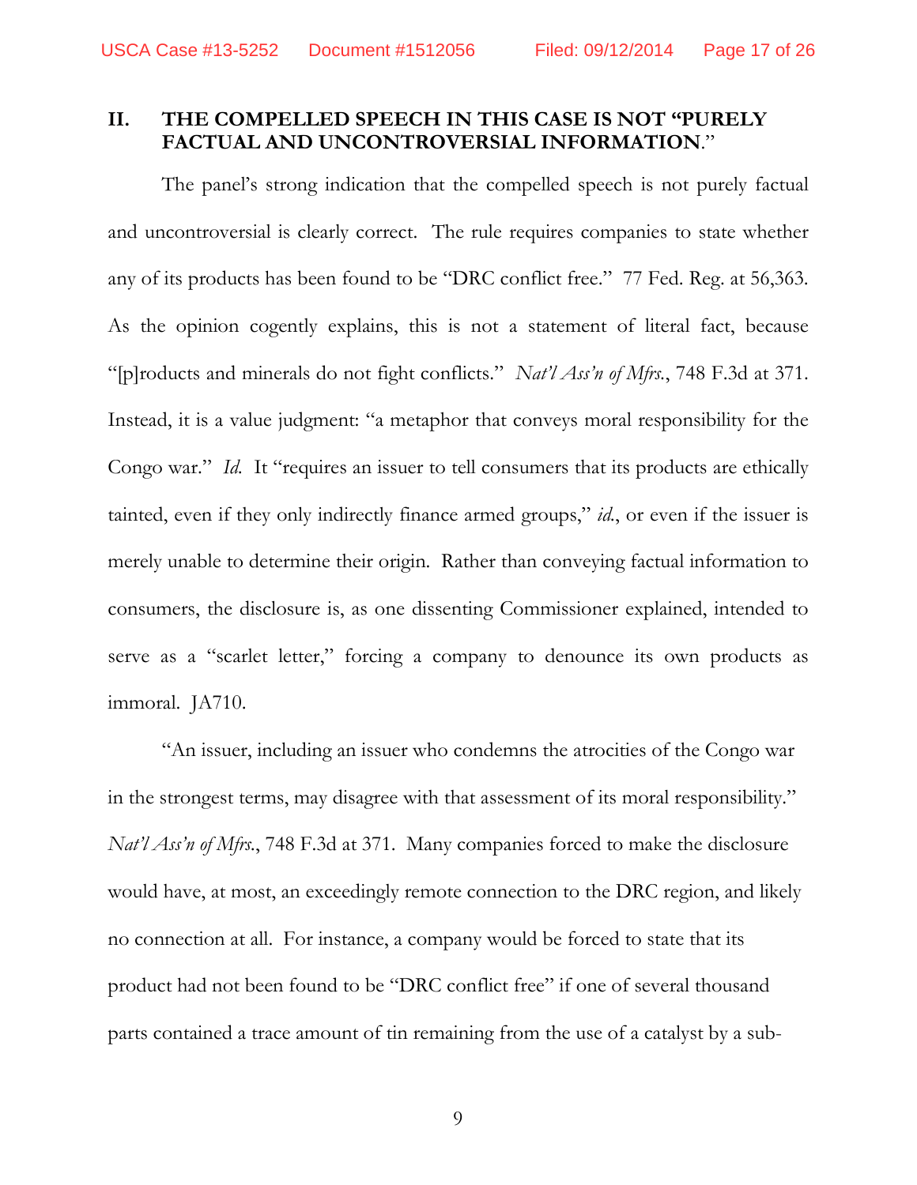## II. THE COMPELLED SPEECH IN THIS CASE IS NOT "PURELY FACTUAL AND UNCONTROVERSIAL INFORMATION."

The panel's strong indication that the compelled speech is not purely factual and uncontroversial is clearly correct. The rule requires companies to state whether any of its products has been found to be "DRC conflict free." 77 Fed. Reg. at 56,363. As the opinion cogently explains, this is not a statement of literal fact, because "[p]roducts and minerals do not fight conflicts." *Nat'l Ass'n of Mfrs.*, 748 F.3d at 371. Instead, it is a value judgment: "a metaphor that conveys moral responsibility for the Congo war." *Id.* It "requires an issuer to tell consumers that its products are ethically tainted, even if they only indirectly finance armed groups," *id.*, or even if the issuer is merely unable to determine their origin. Rather than conveying factual information to consumers, the disclosure is, as one dissenting Commissioner explained, intended to serve as a "scarlet letter," forcing a company to denounce its own products as immoral. JA710.

"An issuer, including an issuer who condemns the atrocities of the Congo war in the strongest terms, may disagree with that assessment of its moral responsibility." *Nat'l Ass'n of Mfrs.*, 748 F.3d at 371. Many companies forced to make the disclosure would have, at most, an exceedingly remote connection to the DRC region, and likely no connection at all. For instance, a company would be forced to state that its product had not been found to be "DRC conflict free" if one of several thousand parts contained a trace amount of tin remaining from the use of a catalyst by a sub-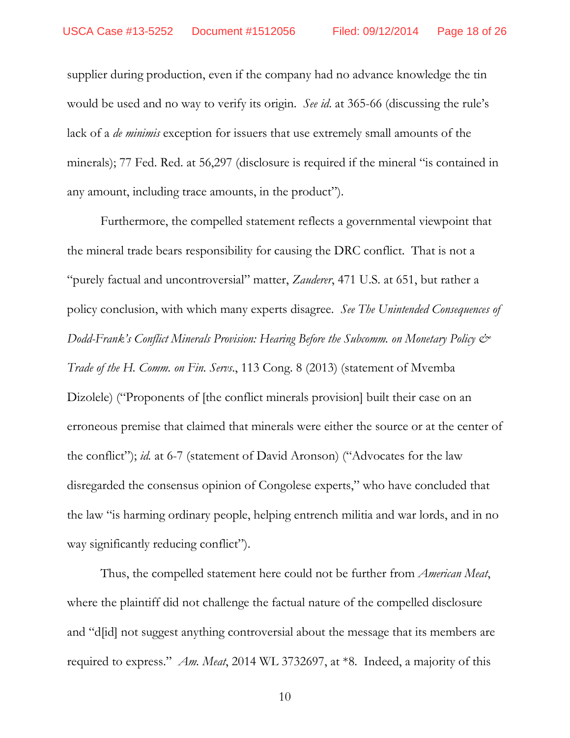supplier during production, even if the company had no advance knowledge the tin would be used and no way to verify its origin. *See id.* at 365-66 (discussing the rule's lack of a *de minimis* exception for issuers that use extremely small amounts of the minerals); 77 Fed. Red. at 56,297 (disclosure is required if the mineral "is contained in any amount, including trace amounts, in the product").

Furthermore, the compelled statement reflects a governmental viewpoint that the mineral trade bears responsibility for causing the DRC conflict. That is not a "purely factual and uncontroversial" matter, *Zauderer*, 471 U.S. at 651, but rather a policy conclusion, with which many experts disagree. *See The Unintended Consequences of Dodd-Frank's Conflict Minerals Provision: Hearing Before the Subcomm. on Monetary Policy & Trade of the H. Comm. on Fin. Servs.*, 113 Cong. 8 (2013) (statement of Mvemba Dizolele) ("Proponents of [the conflict minerals provision] built their case on an erroneous premise that claimed that minerals were either the source or at the center of the conflict"); *id.* at 6-7 (statement of David Aronson) ("Advocates for the law disregarded the consensus opinion of Congolese experts," who have concluded that the law "is harming ordinary people, helping entrench militia and war lords, and in no way significantly reducing conflict").

Thus, the compelled statement here could not be further from *American Meat*, where the plaintiff did not challenge the factual nature of the compelled disclosure and "d[id] not suggest anything controversial about the message that its members are required to express." *Am. Meat*, 2014 WL 3732697, at *8. Indeed, a majority of this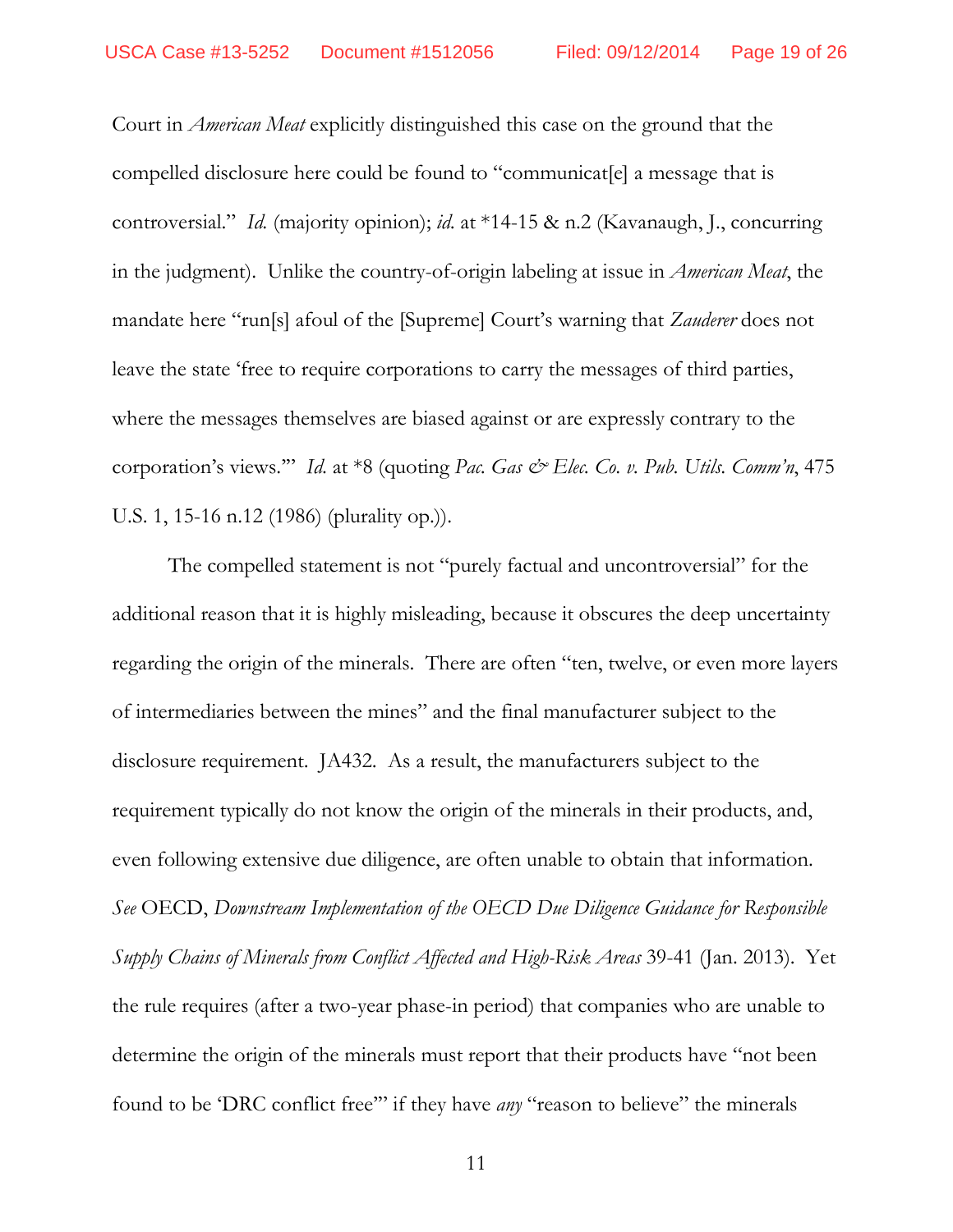Court in *American Meat* explicitly distinguished this case on the ground that the compelled disclosure here could be found to "communicat[e] a message that is controversial." *Id.* (majority opinion); *id.* at *14-15 & n.2 (Kavanaugh, J., concurring in the judgment). Unlike the country-of-origin labeling at issue in *American Meat*, the mandate here "run[s] afoul of the [Supreme] Court's warning that *Zauderer* does not leave the state 'free to require corporations to carry the messages of third parties, where the messages themselves are biased against or are expressly contrary to the corporation's views.'" *Id.* at *8 (quoting *Pac. Gas & Elec. Co. v. Pub. Utils. Comm'n*, 475 U.S. 1, 15-16 n.12 (1986) (plurality op.)).

The compelled statement is not "purely factual and uncontroversial" for the additional reason that it is highly misleading, because it obscures the deep uncertainty regarding the origin of the minerals. There are often "ten, twelve, or even more layers of intermediaries between the mines" and the final manufacturer subject to the disclosure requirement. JA432. As a result, the manufacturers subject to the requirement typically do not know the origin of the minerals in their products, and, even following extensive due diligence, are often unable to obtain that information. *See* OECD, *Downstream Implementation of the OECD Due Diligence Guidance for Responsible Supply Chains of Minerals from Conflict Affected and High-Risk Areas* 39-41 (Jan. 2013). Yet the rule requires (after a two-year phase-in period) that companies who are unable to determine the origin of the minerals must report that their products have "not been found to be 'DRC conflict free'" if they have *any* "reason to believe" the minerals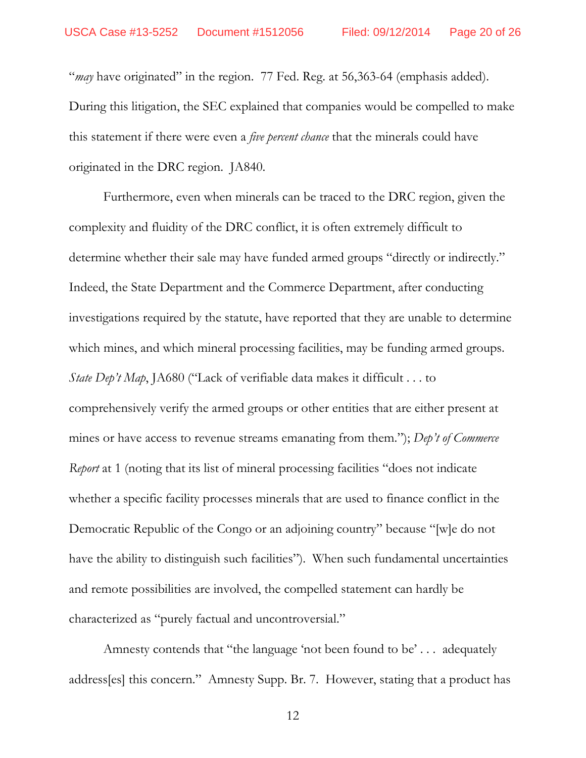"*may* have originated" in the region. 77 Fed. Reg. at 56,363-64 (emphasis added). During this litigation, the SEC explained that companies would be compelled to make this statement if there were even a *five percent chance* that the minerals could have originated in the DRC region. JA840.

Furthermore, even when minerals can be traced to the DRC region, given the complexity and fluidity of the DRC conflict, it is often extremely difficult to determine whether their sale may have funded armed groups "directly or indirectly." Indeed, the State Department and the Commerce Department, after conducting investigations required by the statute, have reported that they are unable to determine which mines, and which mineral processing facilities, may be funding armed groups. *State Dep't Map*, JA680 ("Lack of verifiable data makes it difficult . . . to comprehensively verify the armed groups or other entities that are either present at mines or have access to revenue streams emanating from them."); *Dep't of Commerce Report* at 1 (noting that its list of mineral processing facilities "does not indicate whether a specific facility processes minerals that are used to finance conflict in the Democratic Republic of the Congo or an adjoining country" because "[w]e do not have the ability to distinguish such facilities"). When such fundamental uncertainties and remote possibilities are involved, the compelled statement can hardly be characterized as "purely factual and uncontroversial."

Amnesty contends that "the language 'not been found to be' . . . adequately address[es] this concern." Amnesty Supp. Br. 7. However, stating that a product has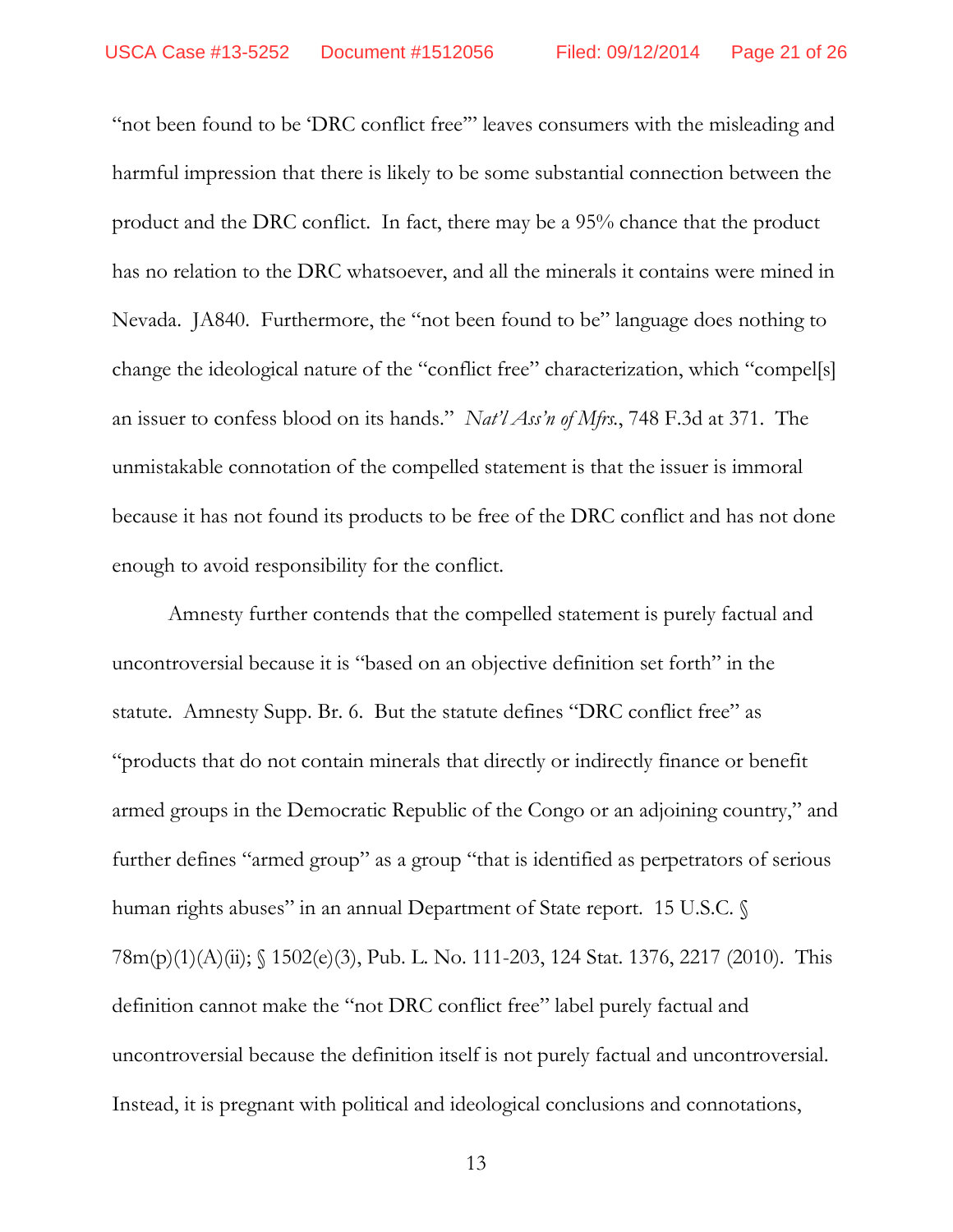"not been found to be 'DRC conflict free'" leaves consumers with the misleading and harmful impression that there is likely to be some substantial connection between the product and the DRC conflict. In fact, there may be a 95% chance that the product has no relation to the DRC whatsoever, and all the minerals it contains were mined in Nevada. JA840. Furthermore, the "not been found to be" language does nothing to change the ideological nature of the "conflict free" characterization, which "compel[s] an issuer to confess blood on its hands." *Nat'l Ass'n of Mfrs.*, 748 F.3d at 371. The unmistakable connotation of the compelled statement is that the issuer is immoral because it has not found its products to be free of the DRC conflict and has not done enough to avoid responsibility for the conflict.

Amnesty further contends that the compelled statement is purely factual and uncontroversial because it is "based on an objective definition set forth" in the statute. Amnesty Supp. Br. 6. But the statute defines "DRC conflict free" as "products that do not contain minerals that directly or indirectly finance or benefit armed groups in the Democratic Republic of the Congo or an adjoining country," and further defines "armed group" as a group "that is identified as perpetrators of serious human rights abuses" in an annual Department of State report. 15 U.S.C. § 78m(p)(1)(A)(ii); § 1502(e)(3), Pub. L. No. 111-203, 124 Stat. 1376, 2217 (2010). This definition cannot make the "not DRC conflict free" label purely factual and uncontroversial because the definition itself is not purely factual and uncontroversial. Instead, it is pregnant with political and ideological conclusions and connotations,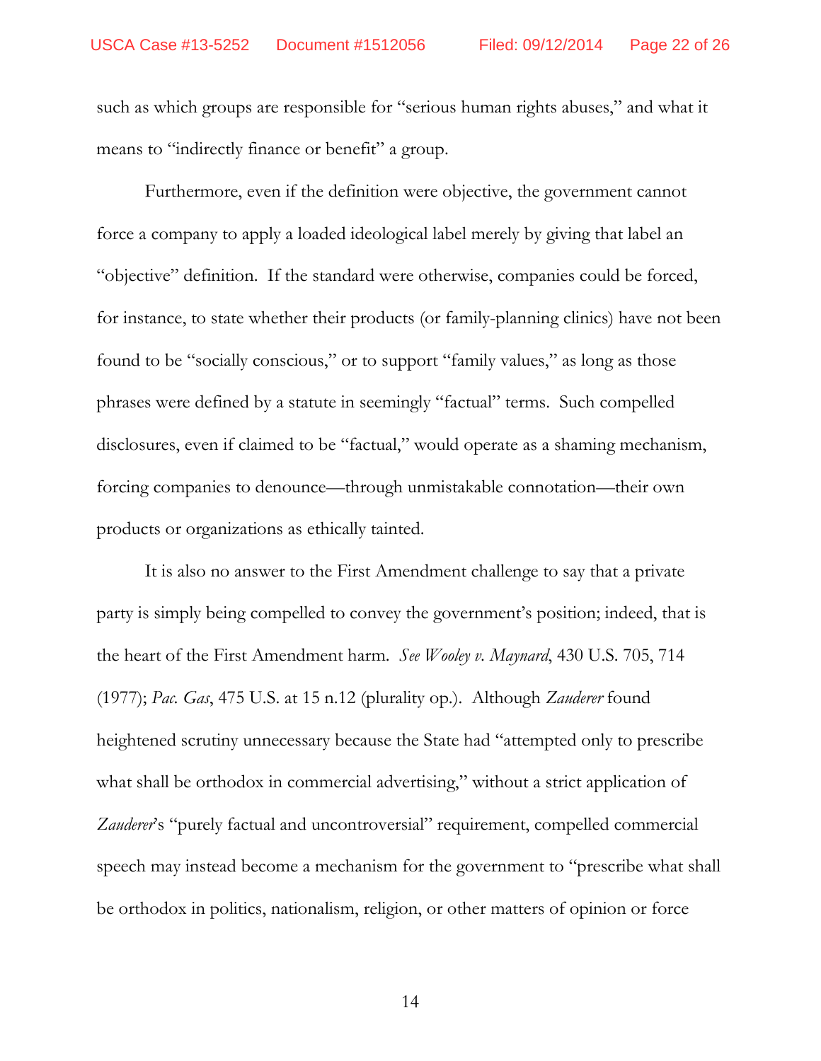such as which groups are responsible for "serious human rights abuses," and what it means to "indirectly finance or benefit" a group.

Furthermore, even if the definition were objective, the government cannot force a company to apply a loaded ideological label merely by giving that label an "objective" definition. If the standard were otherwise, companies could be forced, for instance, to state whether their products (or family-planning clinics) have not been found to be "socially conscious," or to support "family values," as long as those phrases were defined by a statute in seemingly "factual" terms. Such compelled disclosures, even if claimed to be "factual," would operate as a shaming mechanism, forcing companies to denounce—through unmistakable connotation—their own products or organizations as ethically tainted.

It is also no answer to the First Amendment challenge to say that a private party is simply being compelled to convey the government's position; indeed, that is the heart of the First Amendment harm. *See Wooley v. Maynard*, 430 U.S. 705, 714 (1977); *Pac. Gas*, 475 U.S. at 15 n.12 (plurality op.). Although *Zauderer* found heightened scrutiny unnecessary because the State had "attempted only to prescribe what shall be orthodox in commercial advertising," without a strict application of *Zauderer*'s "purely factual and uncontroversial" requirement, compelled commercial speech may instead become a mechanism for the government to "prescribe what shall be orthodox in politics, nationalism, religion, or other matters of opinion or force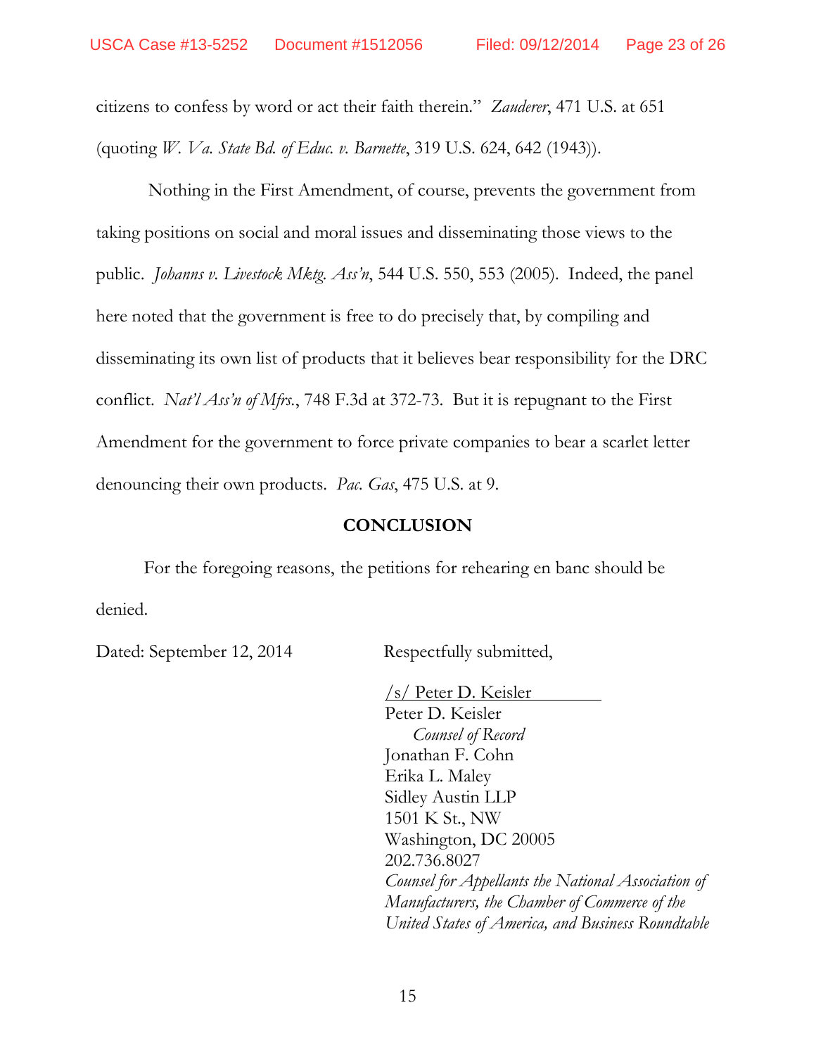citizens to confess by word or act their faith therein." *Zauderer*, 471 U.S. at 651 (quoting *W. Va. State Bd. of Educ. v. Barnette*, 319 U.S. 624, 642 (1943)).

Nothing in the First Amendment, of course, prevents the government from taking positions on social and moral issues and disseminating those views to the public. *Johanns v. Livestock Mktg. Ass'n*, 544 U.S. 550, 553 (2005). Indeed, the panel here noted that the government is free to do precisely that, by compiling and disseminating its own list of products that it believes bear responsibility for the DRC conflict. *Nat'l Ass'n of Mfrs.*, 748 F.3d at 372-73. But it is repugnant to the First Amendment for the government to force private companies to bear a scarlet letter denouncing their own products. *Pac. Gas*, 475 U.S. at 9.

## CONCLUSION

For the foregoing reasons, the petitions for rehearing en banc should be denied.

Dated: September 12, 2014

Respectfully submitted,

/s/ Peter D. Keisler
Peter D. Keisler
*Counsel of Record*
Jonathan F. Cohn
Erika L. Maley
Sidley Austin LLP
1501 K St., NW
Washington, DC 20005
202.736.8027
*Counsel for Appellants the National Association of Manufacturers, the Chamber of Commerce of the United States of America, and Business Roundtable*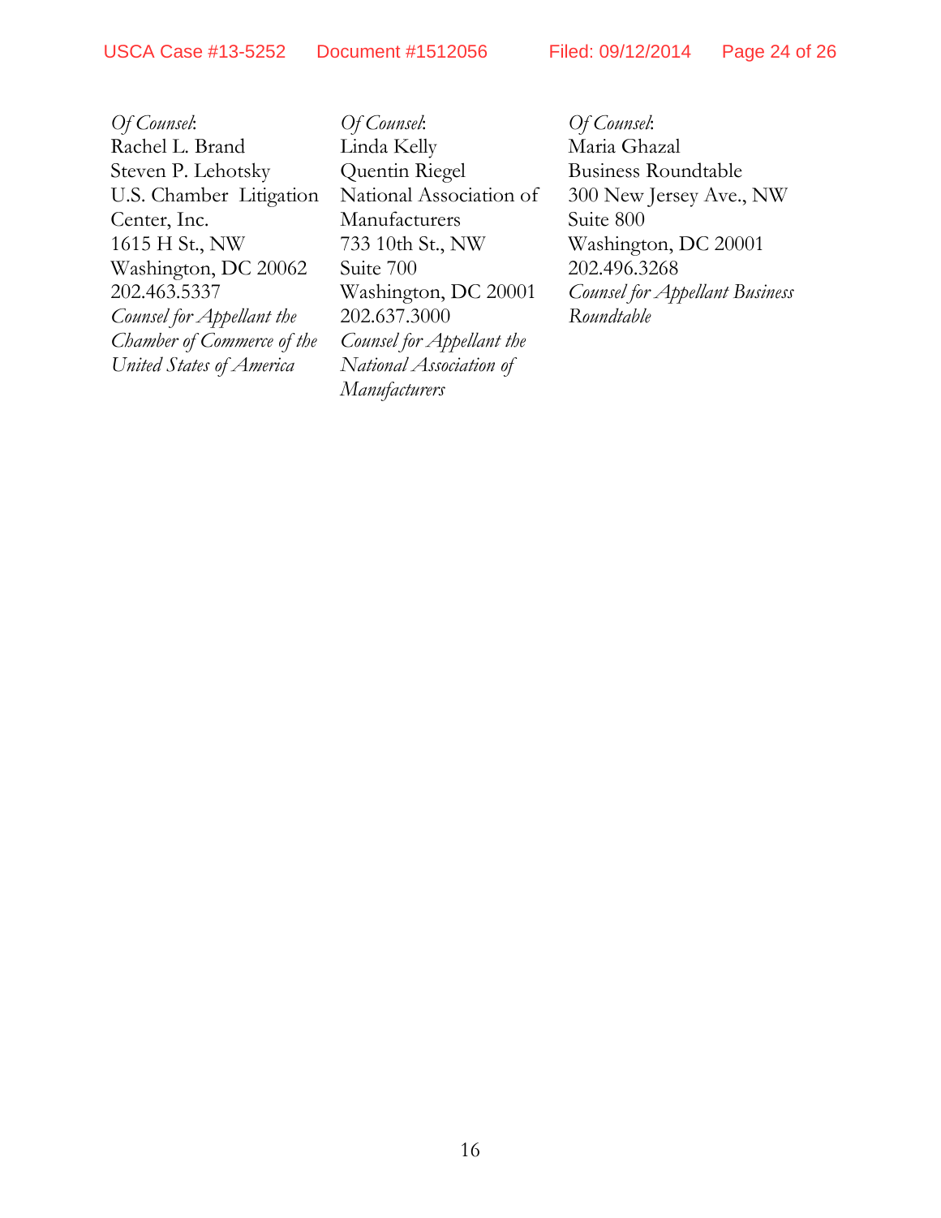*Of Counsel*:
Rachel L. Brand
Steven P. Lehotsky
U.S. Chamber Litigation Center, Inc.
1615 H St., NW
Washington, DC 20062
202.463.5337
*Counsel for Appellant the Chamber of Commerce of the United States of America*

*Of Counsel*:
Linda Kelly
Quentin Riegel
National Association of Manufacturers
733 10th St., NW
Suite 700
Washington, DC 20001
202.637.3000
*Counsel for Appellant the National Association of Manufacturers*

*Of Counsel*:
Maria Ghazal
Business Roundtable
300 New Jersey Ave., NW
Suite 800
Washington, DC 20001
202.496.3268
*Counsel for Appellant Business Roundtable*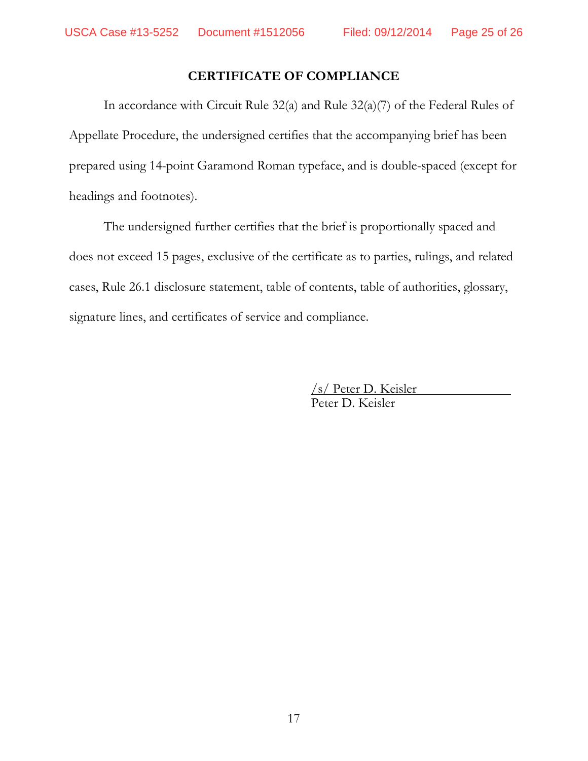## CERTIFICATE OF COMPLIANCE

In accordance with Circuit Rule 32(a) and Rule 32(a)(7) of the Federal Rules of Appellate Procedure, the undersigned certifies that the accompanying brief has been prepared using 14-point Garamond Roman typeface, and is double-spaced (except for headings and footnotes).

The undersigned further certifies that the brief is proportionally spaced and does not exceed 15 pages, exclusive of the certificate as to parties, rulings, and related cases, Rule 26.1 disclosure statement, table of contents, table of authorities, glossary, signature lines, and certificates of service and compliance.

/s/ Peter D. Keisler
Peter D. Keisler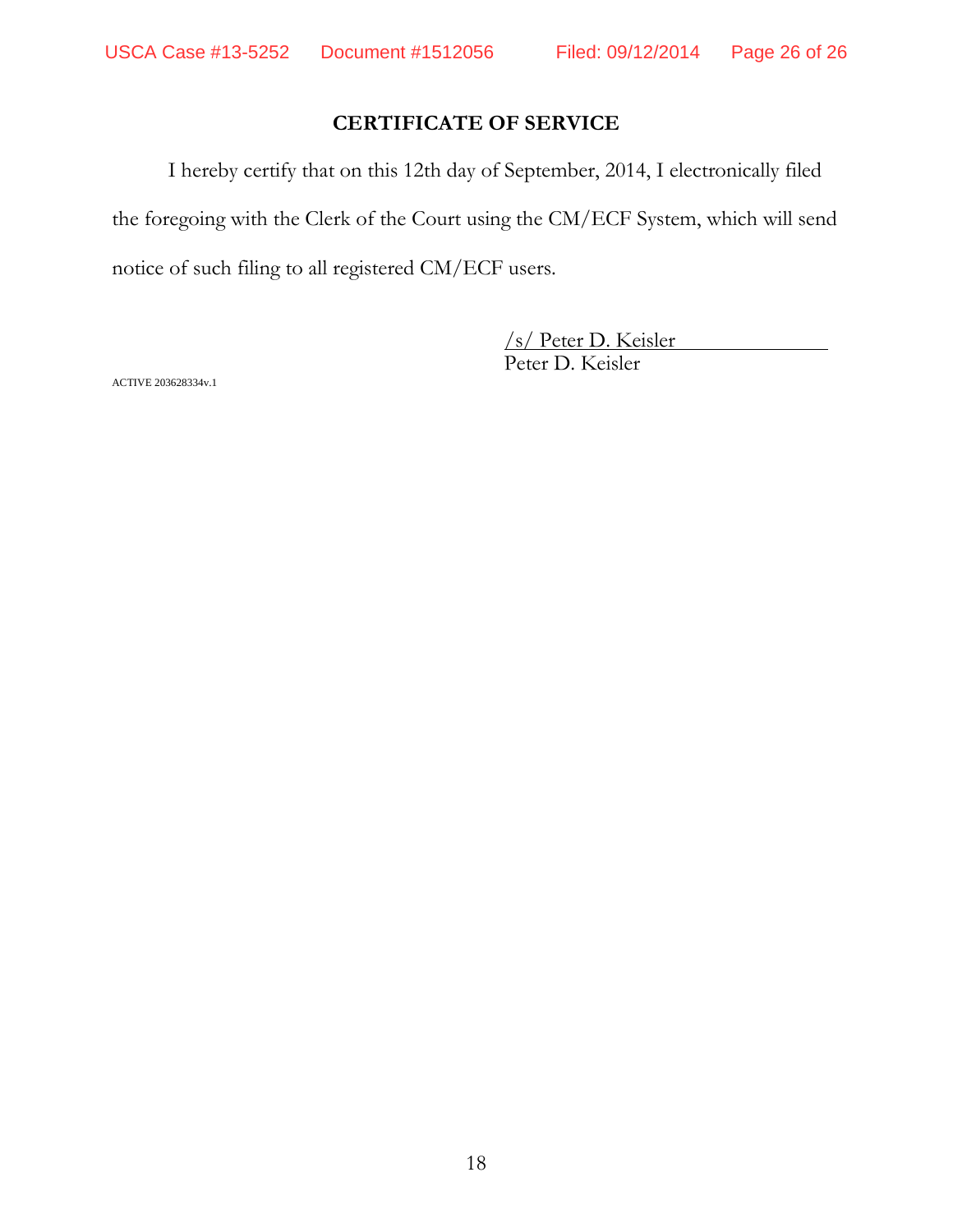## CERTIFICATE OF SERVICE

I hereby certify that on this 12th day of September, 2014, I electronically filed the foregoing with the Clerk of the Court using the CM/ECF System, which will send notice of such filing to all registered CM/ECF users.

/s/ Peter D. Keisler
Peter D. Keisler

ACTIVE 203628334v.1